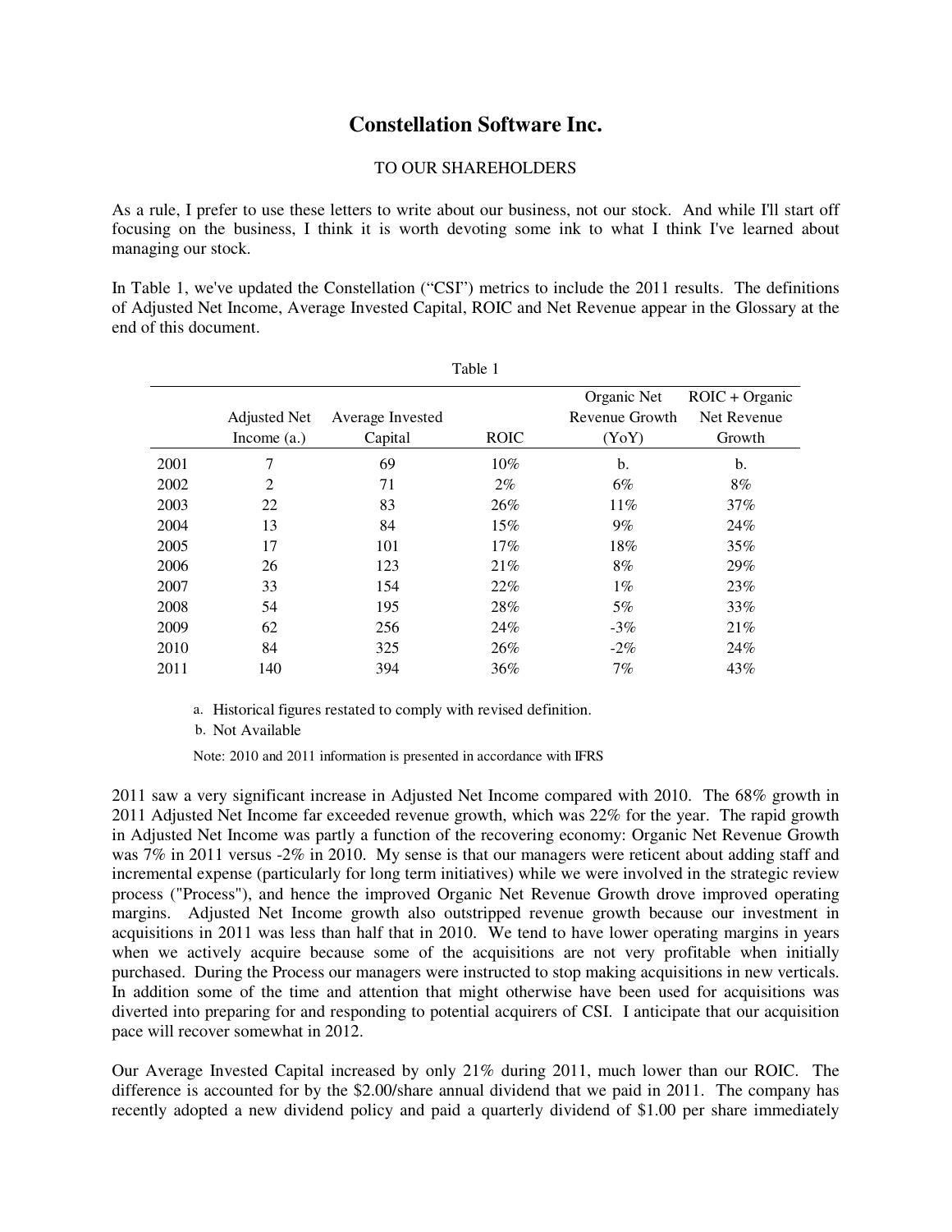# Constellation Software Inc.

TO OUR SHAREHOLDERS

As a rule, I prefer to use these letters to write about our business, not our stock. And while I'll start off focusing on the business, I think it is worth devoting some ink to what I think I've learned about managing our stock.

In Table 1, we've updated the Constellation ("CSI") metrics to include the 2011 results. The definitions of Adjusted Net Income, Average Invested Capital, ROIC and Net Revenue appear in the Glossary at the end of this document.

Table 1

| | Adjusted Net Income (a.) | Average Invested Capital | ROIC | Organic Net Revenue Growth (YoY) | ROIC + Organic Net Revenue Growth |
|---|---|---|---|---|---|
| 2001 | 7 | 69 | 10% | b. | b. |
| 2002 | 2 | 71 | 2% | 6% | 8% |
| 2003 | 22 | 83 | 26% | 11% | 37% |
| 2004 | 13 | 84 | 15% | 9% | 24% |
| 2005 | 17 | 101 | 17% | 18% | 35% |
| 2006 | 26 | 123 | 21% | 8% | 29% |
| 2007 | 33 | 154 | 22% | 1% | 23% |
| 2008 | 54 | 195 | 28% | 5% | 33% |
| 2009 | 62 | 256 | 24% | -3% | 21% |
| 2010 | 84 | 325 | 26% | -2% | 24% |
| 2011 | 140 | 394 | 36% | 7% | 43% |

a. Historical figures restated to comply with revised definition.

b. Not Available

Note: 2010 and 2011 information is presented in accordance with IFRS

2011 saw a very significant increase in Adjusted Net Income compared with 2010. The 68% growth in 2011 Adjusted Net Income far exceeded revenue growth, which was 22% for the year. The rapid growth in Adjusted Net Income was partly a function of the recovering economy: Organic Net Revenue Growth was 7% in 2011 versus -2% in 2010. My sense is that our managers were reticent about adding staff and incremental expense (particularly for long term initiatives) while we were involved in the strategic review process ("Process"), and hence the improved Organic Net Revenue Growth drove improved operating margins. Adjusted Net Income growth also outstripped revenue growth because our investment in acquisitions in 2011 was less than half that in 2010. We tend to have lower operating margins in years when we actively acquire because some of the acquisitions are not very profitable when initially purchased. During the Process our managers were instructed to stop making acquisitions in new verticals. In addition some of the time and attention that might otherwise have been used for acquisitions was diverted into preparing for and responding to potential acquirers of CSI. I anticipate that our acquisition pace will recover somewhat in 2012.

Our Average Invested Capital increased by only 21% during 2011, much lower than our ROIC. The difference is accounted for by the $2.00/share annual dividend that we paid in 2011. The company has recently adopted a new dividend policy and paid a quarterly dividend of $1.00 per share immediately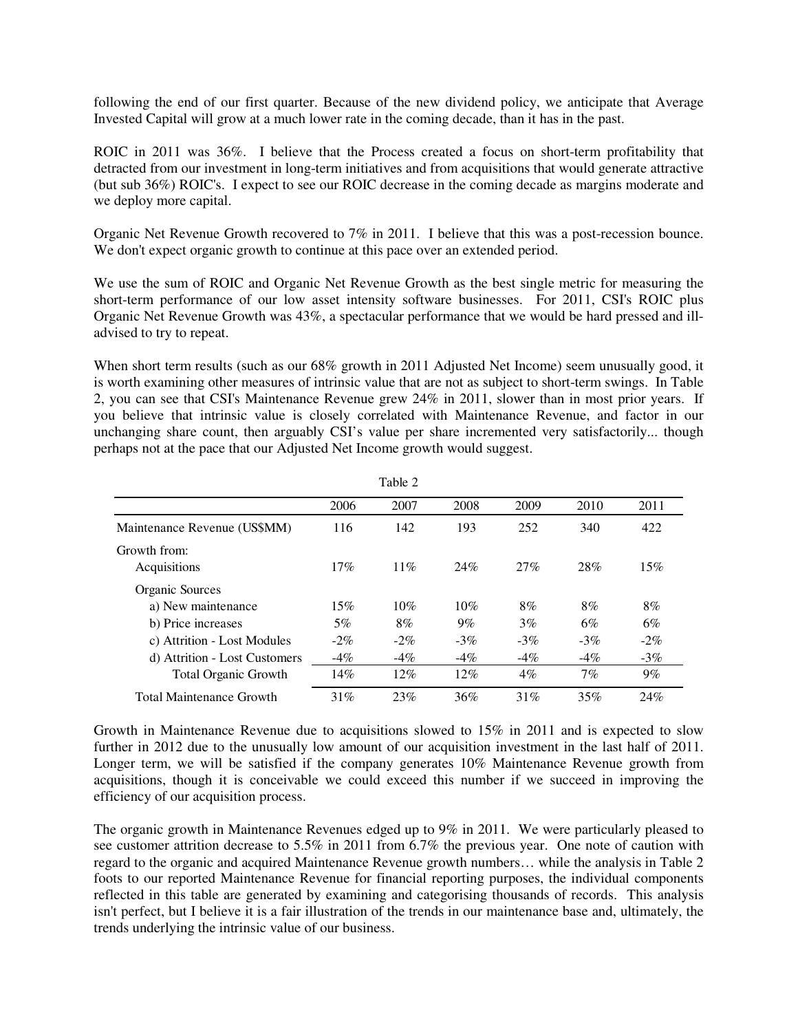following the end of our first quarter. Because of the new dividend policy, we anticipate that Average Invested Capital will grow at a much lower rate in the coming decade, than it has in the past.

ROIC in 2011 was 36%. I believe that the Process created a focus on short-term profitability that detracted from our investment in long-term initiatives and from acquisitions that would generate attractive (but sub 36%) ROIC's. I expect to see our ROIC decrease in the coming decade as margins moderate and we deploy more capital.

Organic Net Revenue Growth recovered to 7% in 2011. I believe that this was a post-recession bounce. We don't expect organic growth to continue at this pace over an extended period.

We use the sum of ROIC and Organic Net Revenue Growth as the best single metric for measuring the short-term performance of our low asset intensity software businesses. For 2011, CSI's ROIC plus Organic Net Revenue Growth was 43%, a spectacular performance that we would be hard pressed and ill-advised to try to repeat.

When short term results (such as our 68% growth in 2011 Adjusted Net Income) seem unusually good, it is worth examining other measures of intrinsic value that are not as subject to short-term swings. In Table 2, you can see that CSI's Maintenance Revenue grew 24% in 2011, slower than in most prior years. If you believe that intrinsic value is closely correlated with Maintenance Revenue, and factor in our unchanging share count, then arguably CSI's value per share incremented very satisfactorily... though perhaps not at the pace that our Adjusted Net Income growth would suggest.

Table 2

| | 2006 | 2007 | 2008 | 2009 | 2010 | 2011 |
|---|---|---|---|---|---|---|
| Maintenance Revenue (US$MM) | 116 | 142 | 193 | 252 | 340 | 422 |
| Growth from: | | | | | | |
| Acquisitions | 17% | 11% | 24% | 27% | 28% | 15% |
| Organic Sources | | | | | | |
| a) New maintenance | 15% | 10% | 10% | 8% | 8% | 8% |
| b) Price increases | 5% | 8% | 9% | 3% | 6% | 6% |
| c) Attrition - Lost Modules | -2% | -2% | -3% | -3% | -2% | -2% |
| d) Attrition - Lost Customers | -4% | -4% | -4% | -4% | -4% | -3% |
| Total Organic Growth | 14% | 12% | 12% | 4% | 7% | 9% |
| Total Maintenance Growth | 31% | 23% | 36% | 31% | 35% | 24% |

Growth in Maintenance Revenue due to acquisitions slowed to 15% in 2011 and is expected to slow further in 2012 due to the unusually low amount of our acquisition investment in the last half of 2011. Longer term, we will be satisfied if the company generates 10% Maintenance Revenue growth from acquisitions, though it is conceivable we could exceed this number if we succeed in improving the efficiency of our acquisition process.

The organic growth in Maintenance Revenues edged up to 9% in 2011. We were particularly pleased to see customer attrition decrease to 5.5% in 2011 from 6.7% the previous year. One note of caution with regard to the organic and acquired Maintenance Revenue growth numbers… while the analysis in Table 2 foots to our reported Maintenance Revenue for financial reporting purposes, the individual components reflected in this table are generated by examining and categorising thousands of records. This analysis isn't perfect, but I believe it is a fair illustration of the trends in our maintenance base and, ultimately, the trends underlying the intrinsic value of our business.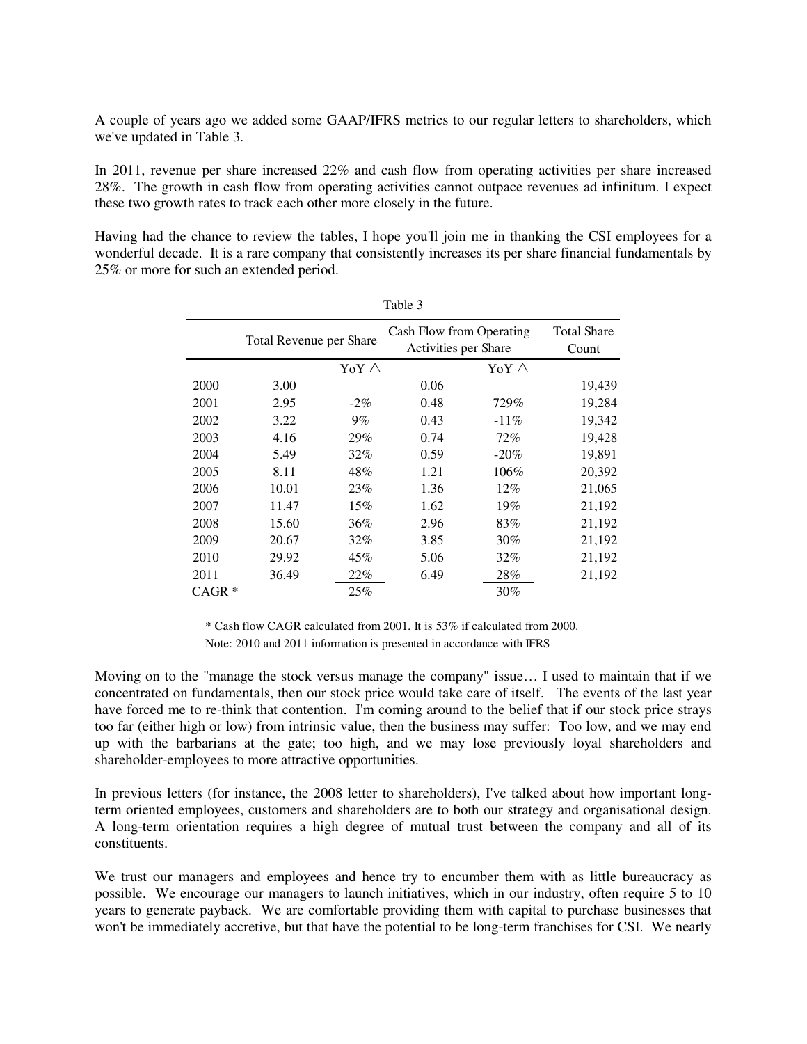A couple of years ago we added some GAAP/IFRS metrics to our regular letters to shareholders, which we've updated in Table 3.

In 2011, revenue per share increased 22% and cash flow from operating activities per share increased 28%. The growth in cash flow from operating activities cannot outpace revenues ad infinitum. I expect these two growth rates to track each other more closely in the future.

Having had the chance to review the tables, I hope you'll join me in thanking the CSI employees for a wonderful decade. It is a rare company that consistently increases its per share financial fundamentals by 25% or more for such an extended period.

Table 3

| | Total Revenue per Share | | Cash Flow from Operating Activities per Share | | Total Share Count |
|---|---|---|---|---|---|
| | | YoY △ | | YoY △ | |
| 2000 | 3.00 | | 0.06 | | 19,439 |
| 2001 | 2.95 | -2% | 0.48 | 729% | 19,284 |
| 2002 | 3.22 | 9% | 0.43 | -11% | 19,342 |
| 2003 | 4.16 | 29% | 0.74 | 72% | 19,428 |
| 2004 | 5.49 | 32% | 0.59 | -20% | 19,891 |
| 2005 | 8.11 | 48% | 1.21 | 106% | 20,392 |
| 2006 | 10.01 | 23% | 1.36 | 12% | 21,065 |
| 2007 | 11.47 | 15% | 1.62 | 19% | 21,192 |
| 2008 | 15.60 | 36% | 2.96 | 83% | 21,192 |
| 2009 | 20.67 | 32% | 3.85 | 30% | 21,192 |
| 2010 | 29.92 | 45% | 5.06 | 32% | 21,192 |
| 2011 | 36.49 | 22% | 6.49 | 28% | 21,192 |
| CAGR * | | 25% | | 30% | |

\* Cash flow CAGR calculated from 2001. It is 53% if calculated from 2000.

Note: 2010 and 2011 information is presented in accordance with IFRS

Moving on to the "manage the stock versus manage the company" issue… I used to maintain that if we concentrated on fundamentals, then our stock price would take care of itself. The events of the last year have forced me to re-think that contention. I'm coming around to the belief that if our stock price strays too far (either high or low) from intrinsic value, then the business may suffer: Too low, and we may end up with the barbarians at the gate; too high, and we may lose previously loyal shareholders and shareholder-employees to more attractive opportunities.

In previous letters (for instance, the 2008 letter to shareholders), I've talked about how important long-term oriented employees, customers and shareholders are to both our strategy and organisational design. A long-term orientation requires a high degree of mutual trust between the company and all of its constituents.

We trust our managers and employees and hence try to encumber them with as little bureaucracy as possible. We encourage our managers to launch initiatives, which in our industry, often require 5 to 10 years to generate payback. We are comfortable providing them with capital to purchase businesses that won't be immediately accretive, but that have the potential to be long-term franchises for CSI. We nearly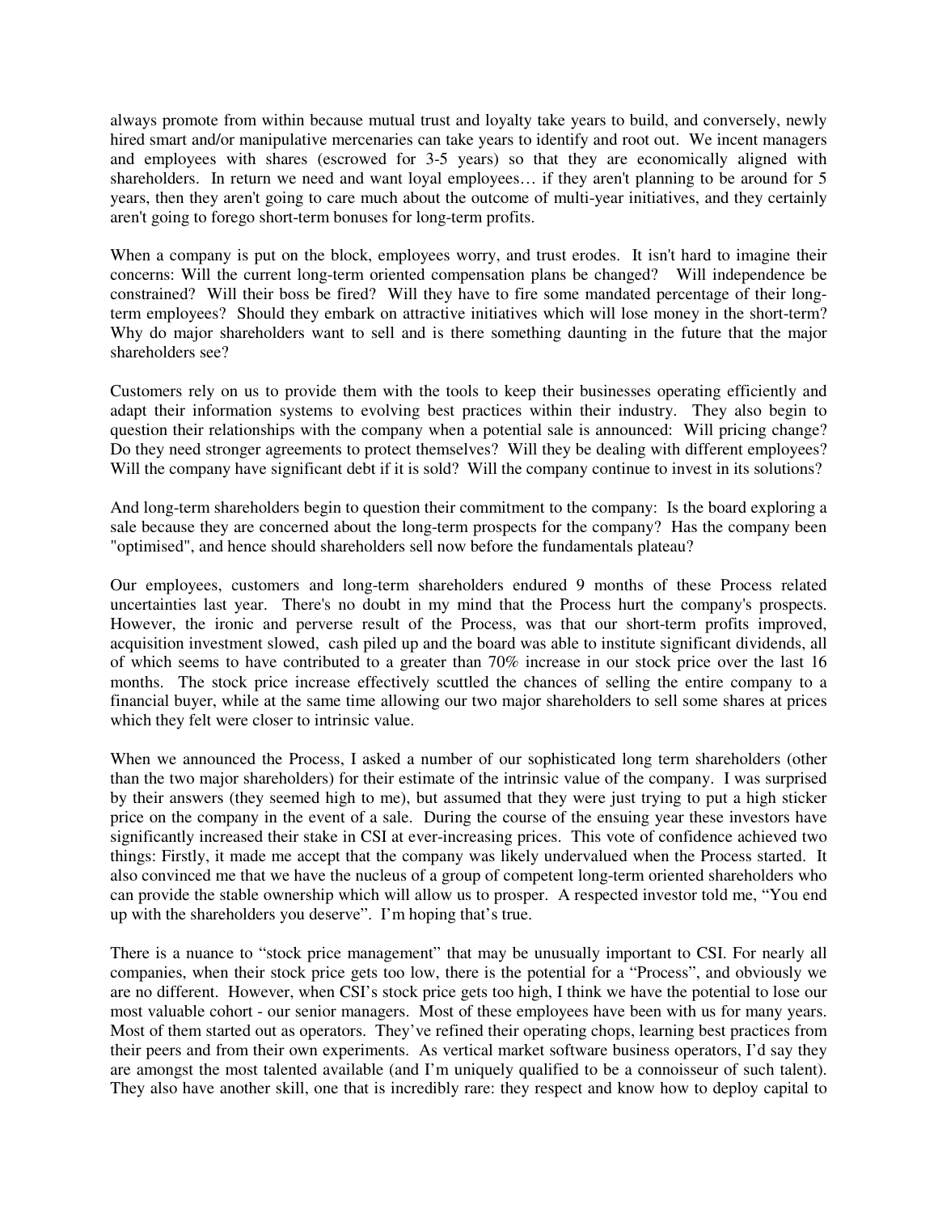always promote from within because mutual trust and loyalty take years to build, and conversely, newly hired smart and/or manipulative mercenaries can take years to identify and root out. We incent managers and employees with shares (escrowed for 3-5 years) so that they are economically aligned with shareholders. In return we need and want loyal employees… if they aren't planning to be around for 5 years, then they aren't going to care much about the outcome of multi-year initiatives, and they certainly aren't going to forego short-term bonuses for long-term profits.

When a company is put on the block, employees worry, and trust erodes. It isn't hard to imagine their concerns: Will the current long-term oriented compensation plans be changed? Will independence be constrained? Will their boss be fired? Will they have to fire some mandated percentage of their long-term employees? Should they embark on attractive initiatives which will lose money in the short-term? Why do major shareholders want to sell and is there something daunting in the future that the major shareholders see?

Customers rely on us to provide them with the tools to keep their businesses operating efficiently and adapt their information systems to evolving best practices within their industry. They also begin to question their relationships with the company when a potential sale is announced: Will pricing change? Do they need stronger agreements to protect themselves? Will they be dealing with different employees? Will the company have significant debt if it is sold? Will the company continue to invest in its solutions?

And long-term shareholders begin to question their commitment to the company: Is the board exploring a sale because they are concerned about the long-term prospects for the company? Has the company been "optimised", and hence should shareholders sell now before the fundamentals plateau?

Our employees, customers and long-term shareholders endured 9 months of these Process related uncertainties last year. There's no doubt in my mind that the Process hurt the company's prospects. However, the ironic and perverse result of the Process, was that our short-term profits improved, acquisition investment slowed, cash piled up and the board was able to institute significant dividends, all of which seems to have contributed to a greater than 70% increase in our stock price over the last 16 months. The stock price increase effectively scuttled the chances of selling the entire company to a financial buyer, while at the same time allowing our two major shareholders to sell some shares at prices which they felt were closer to intrinsic value.

When we announced the Process, I asked a number of our sophisticated long term shareholders (other than the two major shareholders) for their estimate of the intrinsic value of the company. I was surprised by their answers (they seemed high to me), but assumed that they were just trying to put a high sticker price on the company in the event of a sale. During the course of the ensuing year these investors have significantly increased their stake in CSI at ever-increasing prices. This vote of confidence achieved two things: Firstly, it made me accept that the company was likely undervalued when the Process started. It also convinced me that we have the nucleus of a group of competent long-term oriented shareholders who can provide the stable ownership which will allow us to prosper. A respected investor told me, "You end up with the shareholders you deserve". I'm hoping that's true.

There is a nuance to "stock price management" that may be unusually important to CSI. For nearly all companies, when their stock price gets too low, there is the potential for a "Process", and obviously we are no different. However, when CSI's stock price gets too high, I think we have the potential to lose our most valuable cohort - our senior managers. Most of these employees have been with us for many years. Most of them started out as operators. They've refined their operating chops, learning best practices from their peers and from their own experiments. As vertical market software business operators, I'd say they are amongst the most talented available (and I'm uniquely qualified to be a connoisseur of such talent). They also have another skill, one that is incredibly rare: they respect and know how to deploy capital to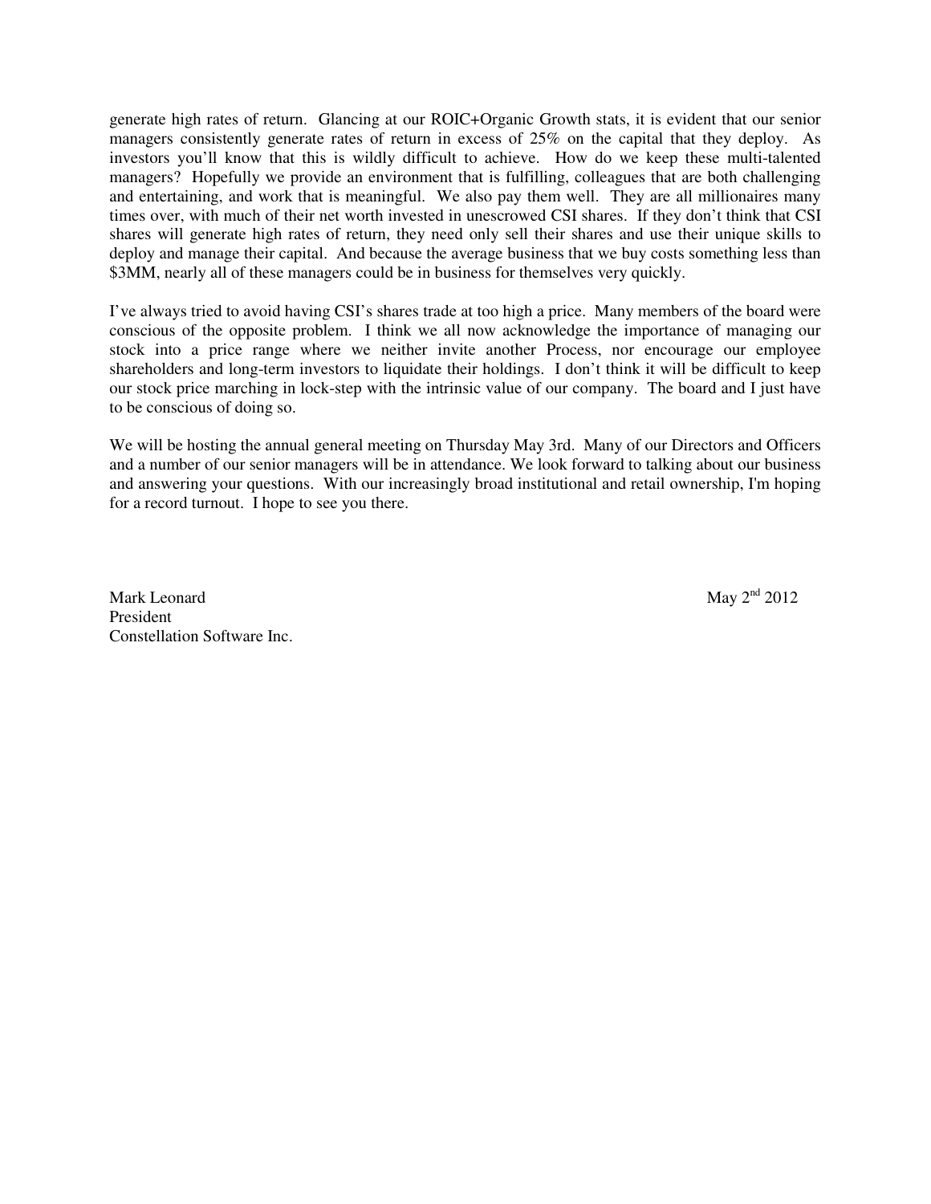generate high rates of return. Glancing at our ROIC+Organic Growth stats, it is evident that our senior managers consistently generate rates of return in excess of 25% on the capital that they deploy. As investors you'll know that this is wildly difficult to achieve. How do we keep these multi-talented managers? Hopefully we provide an environment that is fulfilling, colleagues that are both challenging and entertaining, and work that is meaningful. We also pay them well. They are all millionaires many times over, with much of their net worth invested in unescrowed CSI shares. If they don't think that CSI shares will generate high rates of return, they need only sell their shares and use their unique skills to deploy and manage their capital. And because the average business that we buy costs something less than $3MM, nearly all of these managers could be in business for themselves very quickly.

I've always tried to avoid having CSI's shares trade at too high a price. Many members of the board were conscious of the opposite problem. I think we all now acknowledge the importance of managing our stock into a price range where we neither invite another Process, nor encourage our employee shareholders and long-term investors to liquidate their holdings. I don't think it will be difficult to keep our stock price marching in lock-step with the intrinsic value of our company. The board and I just have to be conscious of doing so.

We will be hosting the annual general meeting on Thursday May 3rd. Many of our Directors and Officers and a number of our senior managers will be in attendance. We look forward to talking about our business and answering your questions. With our increasingly broad institutional and retail ownership, I'm hoping for a record turnout. I hope to see you there.

Mark Leonard
President
Constellation Software Inc.

May 2nd 2012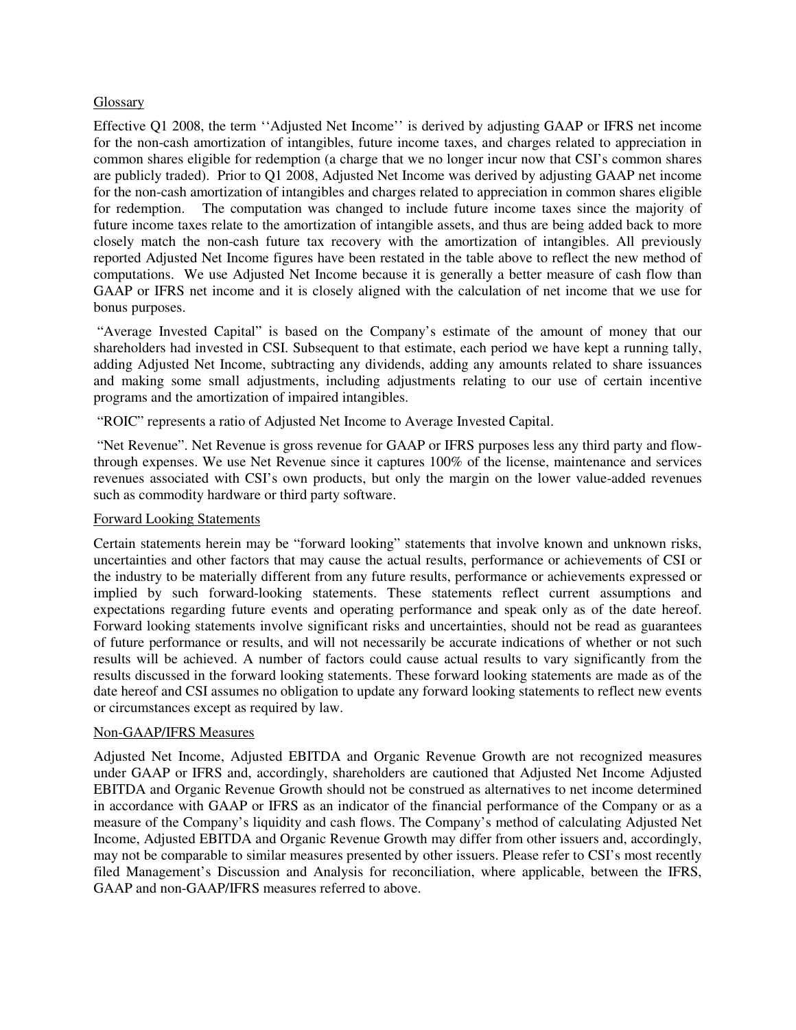## Glossary

Effective Q1 2008, the term ''Adjusted Net Income'' is derived by adjusting GAAP or IFRS net income for the non-cash amortization of intangibles, future income taxes, and charges related to appreciation in common shares eligible for redemption (a charge that we no longer incur now that CSI's common shares are publicly traded). Prior to Q1 2008, Adjusted Net Income was derived by adjusting GAAP net income for the non-cash amortization of intangibles and charges related to appreciation in common shares eligible for redemption. The computation was changed to include future income taxes since the majority of future income taxes relate to the amortization of intangible assets, and thus are being added back to more closely match the non-cash future tax recovery with the amortization of intangibles. All previously reported Adjusted Net Income figures have been restated in the table above to reflect the new method of computations. We use Adjusted Net Income because it is generally a better measure of cash flow than GAAP or IFRS net income and it is closely aligned with the calculation of net income that we use for bonus purposes.

"Average Invested Capital" is based on the Company's estimate of the amount of money that our shareholders had invested in CSI. Subsequent to that estimate, each period we have kept a running tally, adding Adjusted Net Income, subtracting any dividends, adding any amounts related to share issuances and making some small adjustments, including adjustments relating to our use of certain incentive programs and the amortization of impaired intangibles.

"ROIC" represents a ratio of Adjusted Net Income to Average Invested Capital.

"Net Revenue". Net Revenue is gross revenue for GAAP or IFRS purposes less any third party and flow-through expenses. We use Net Revenue since it captures 100% of the license, maintenance and services revenues associated with CSI's own products, but only the margin on the lower value-added revenues such as commodity hardware or third party software.

## Forward Looking Statements

Certain statements herein may be "forward looking" statements that involve known and unknown risks, uncertainties and other factors that may cause the actual results, performance or achievements of CSI or the industry to be materially different from any future results, performance or achievements expressed or implied by such forward-looking statements. These statements reflect current assumptions and expectations regarding future events and operating performance and speak only as of the date hereof. Forward looking statements involve significant risks and uncertainties, should not be read as guarantees of future performance or results, and will not necessarily be accurate indications of whether or not such results will be achieved. A number of factors could cause actual results to vary significantly from the results discussed in the forward looking statements. These forward looking statements are made as of the date hereof and CSI assumes no obligation to update any forward looking statements to reflect new events or circumstances except as required by law.

## Non-GAAP/IFRS Measures

Adjusted Net Income, Adjusted EBITDA and Organic Revenue Growth are not recognized measures under GAAP or IFRS and, accordingly, shareholders are cautioned that Adjusted Net Income Adjusted EBITDA and Organic Revenue Growth should not be construed as alternatives to net income determined in accordance with GAAP or IFRS as an indicator of the financial performance of the Company or as a measure of the Company's liquidity and cash flows. The Company's method of calculating Adjusted Net Income, Adjusted EBITDA and Organic Revenue Growth may differ from other issuers and, accordingly, may not be comparable to similar measures presented by other issuers. Please refer to CSI's most recently filed Management's Discussion and Analysis for reconciliation, where applicable, between the IFRS, GAAP and non-GAAP/IFRS measures referred to above.